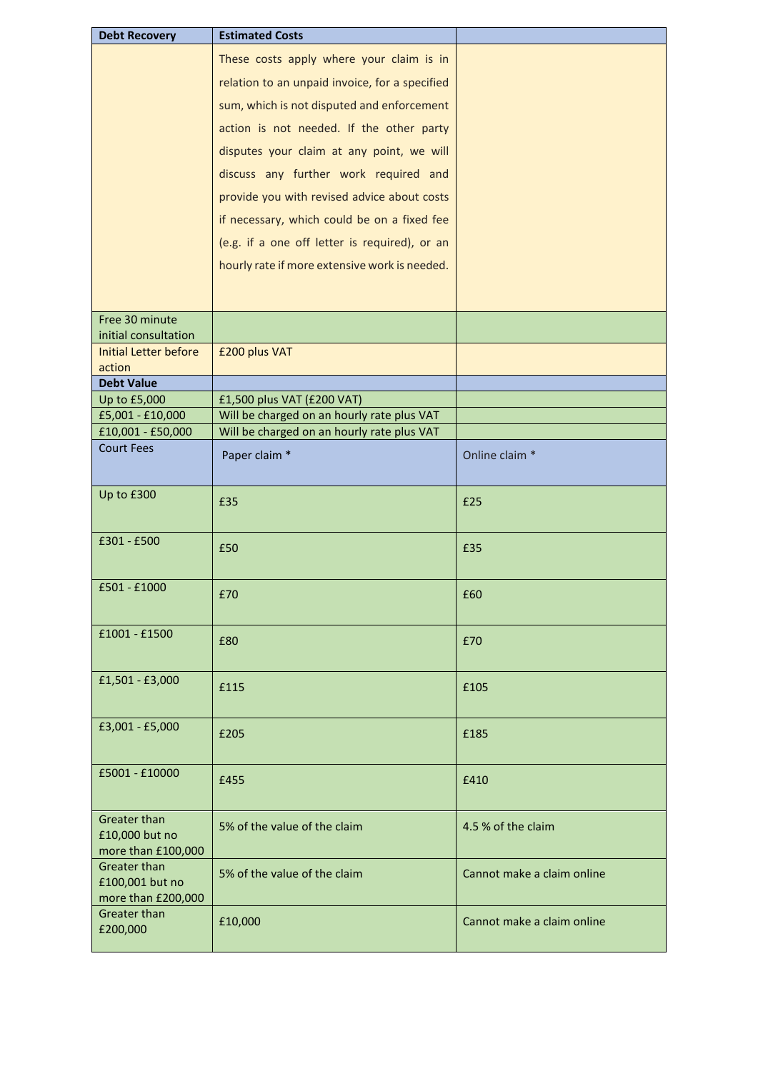| **Debt Recovery** | **Estimated Costs** | |
|---|---|---|
| | These costs apply where your claim is in relation to an unpaid invoice, for a specified sum, which is not disputed and enforcement action is not needed. If the other party disputes your claim at any point, we will discuss any further work required and provide you with revised advice about costs if necessary, which could be on a fixed fee (e.g. if a one off letter is required), or an hourly rate if more extensive work is needed. | |
| Free 30 minute initial consultation | | |
| Initial Letter before action | £200 plus VAT | |
| **Debt Value** | | |
| Up to £5,000 | £1,500 plus VAT (£200 VAT) | |
| £5,001 - £10,000 | Will be charged on an hourly rate plus VAT | |
| £10,001 - £50,000 | Will be charged on an hourly rate plus VAT | |
| Court Fees | Paper claim * | Online claim * |
| Up to £300 | £35 | £25 |
| £301 - £500 | £50 | £35 |
| £501 - £1000 | £70 | £60 |
| £1001 - £1500 | £80 | £70 |
| £1,501 - £3,000 | £115 | £105 |
| £3,001 - £5,000 | £205 | £185 |
| £5001 - £10000 | £455 | £410 |
| Greater than £10,000 but no more than £100,000 | 5% of the value of the claim | 4.5 % of the claim |
| Greater than £100,001 but no more than £200,000 | 5% of the value of the claim | Cannot make a claim online |
| Greater than £200,000 | £10,000 | Cannot make a claim online |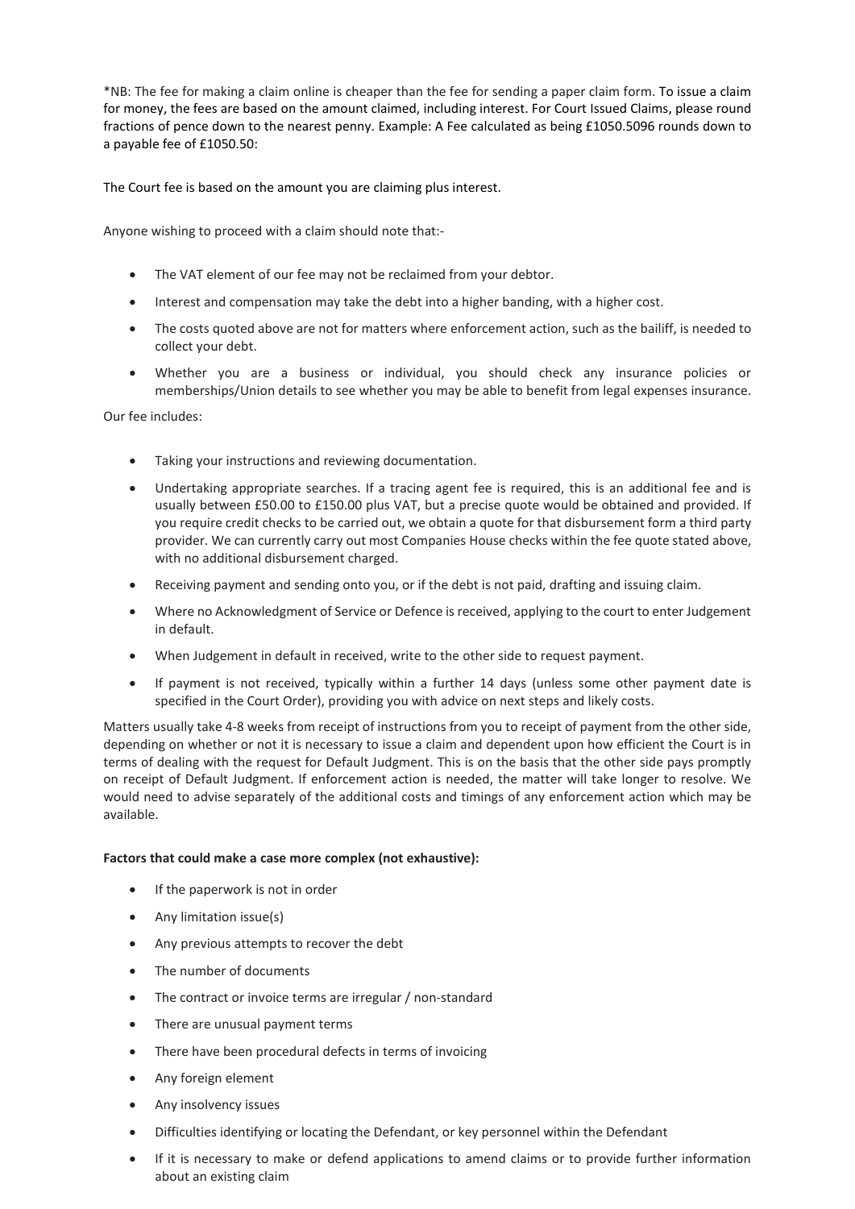*NB: The fee for making a claim online is cheaper than the fee for sending a paper claim form. To issue a claim for money, the fees are based on the amount claimed, including interest. For Court Issued Claims, please round fractions of pence down to the nearest penny. Example: A Fee calculated as being £1050.5096 rounds down to a payable fee of £1050.50:

The Court fee is based on the amount you are claiming plus interest.

Anyone wishing to proceed with a claim should note that:-

- The VAT element of our fee may not be reclaimed from your debtor.
- Interest and compensation may take the debt into a higher banding, with a higher cost.
- The costs quoted above are not for matters where enforcement action, such as the bailiff, is needed to collect your debt.
- Whether you are a business or individual, you should check any insurance policies or memberships/Union details to see whether you may be able to benefit from legal expenses insurance.

Our fee includes:

- Taking your instructions and reviewing documentation.
- Undertaking appropriate searches. If a tracing agent fee is required, this is an additional fee and is usually between £50.00 to £150.00 plus VAT, but a precise quote would be obtained and provided. If you require credit checks to be carried out, we obtain a quote for that disbursement form a third party provider. We can currently carry out most Companies House checks within the fee quote stated above, with no additional disbursement charged.
- Receiving payment and sending onto you, or if the debt is not paid, drafting and issuing claim.
- Where no Acknowledgment of Service or Defence is received, applying to the court to enter Judgement in default.
- When Judgement in default in received, write to the other side to request payment.
- If payment is not received, typically within a further 14 days (unless some other payment date is specified in the Court Order), providing you with advice on next steps and likely costs.

Matters usually take 4-8 weeks from receipt of instructions from you to receipt of payment from the other side, depending on whether or not it is necessary to issue a claim and dependent upon how efficient the Court is in terms of dealing with the request for Default Judgment. This is on the basis that the other side pays promptly on receipt of Default Judgment. If enforcement action is needed, the matter will take longer to resolve. We would need to advise separately of the additional costs and timings of any enforcement action which may be available.

**Factors that could make a case more complex (not exhaustive):**

- If the paperwork is not in order
- Any limitation issue(s)
- Any previous attempts to recover the debt
- The number of documents
- The contract or invoice terms are irregular / non-standard
- There are unusual payment terms
- There have been procedural defects in terms of invoicing
- Any foreign element
- Any insolvency issues
- Difficulties identifying or locating the Defendant, or key personnel within the Defendant
- If it is necessary to make or defend applications to amend claims or to provide further information about an existing claim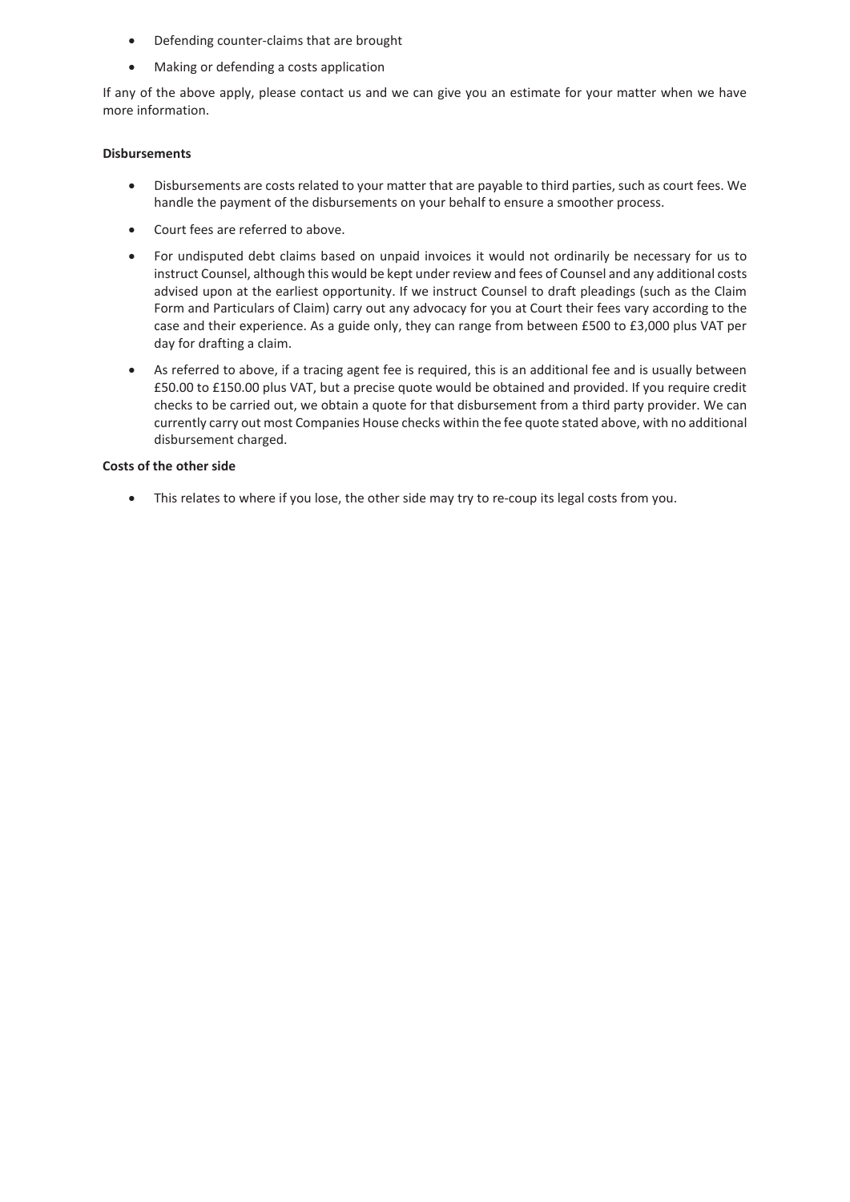- Defending counter-claims that are brought
- Making or defending a costs application

If any of the above apply, please contact us and we can give you an estimate for your matter when we have more information.

**Disbursements**

- Disbursements are costs related to your matter that are payable to third parties, such as court fees. We handle the payment of the disbursements on your behalf to ensure a smoother process.
- Court fees are referred to above.
- For undisputed debt claims based on unpaid invoices it would not ordinarily be necessary for us to instruct Counsel, although this would be kept under review and fees of Counsel and any additional costs advised upon at the earliest opportunity. If we instruct Counsel to draft pleadings (such as the Claim Form and Particulars of Claim) carry out any advocacy for you at Court their fees vary according to the case and their experience. As a guide only, they can range from between £500 to £3,000 plus VAT per day for drafting a claim.
- As referred to above, if a tracing agent fee is required, this is an additional fee and is usually between £50.00 to £150.00 plus VAT, but a precise quote would be obtained and provided. If you require credit checks to be carried out, we obtain a quote for that disbursement from a third party provider. We can currently carry out most Companies House checks within the fee quote stated above, with no additional disbursement charged.

**Costs of the other side**

- This relates to where if you lose, the other side may try to re-coup its legal costs from you.